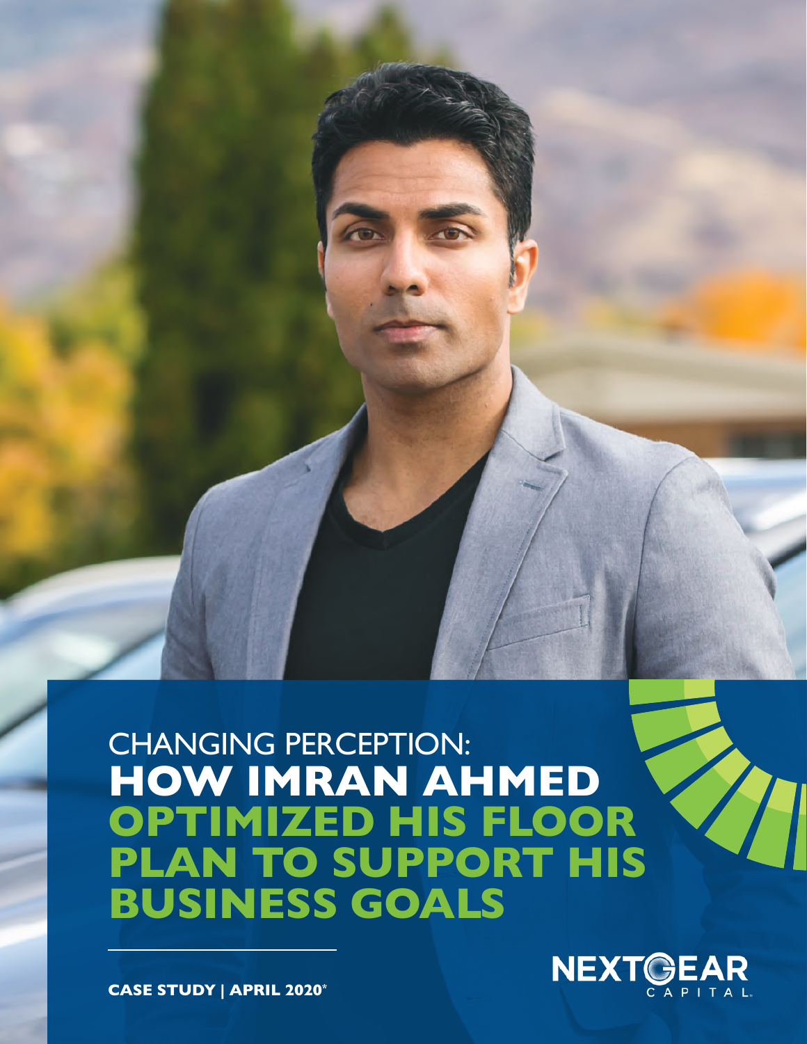# CHANGING PERCEPTION: HOW IMRAN AHMED OPTIMIZED HIS FLOOR PLAN TO SUPPORT HIS BUSINESS GOALS

**CASE STUDY | APRIL 2020***

NEXTGEAR CAPITAL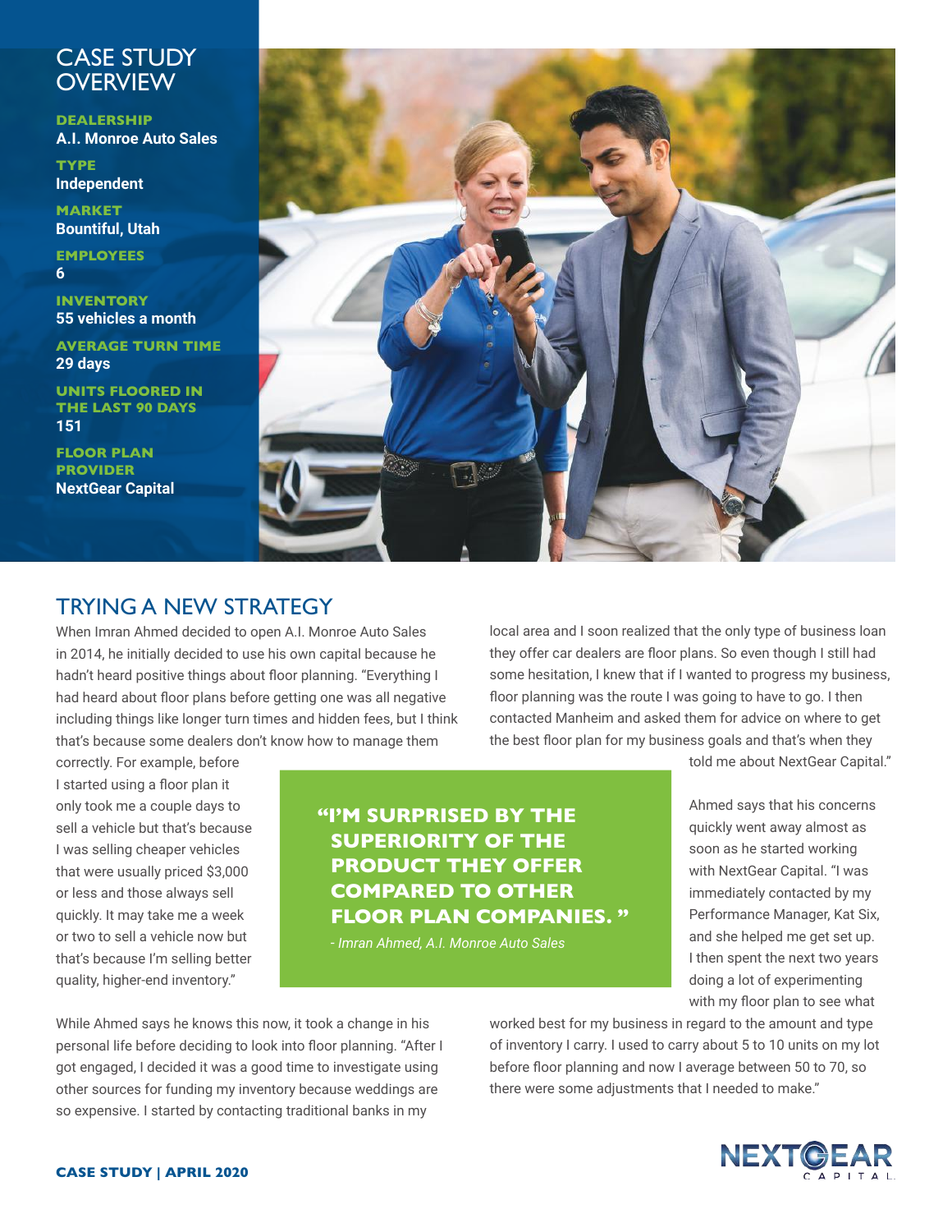## CASE STUDY OVERVIEW

**DEALERSHIP**
A.I. Monroe Auto Sales

**TYPE**
Independent

**MARKET**
Bountiful, Utah

**EMPLOYEES**
6

**INVENTORY**
55 vehicles a month

**AVERAGE TURN TIME**
29 days

**UNITS FLOORED IN THE LAST 90 DAYS**
151

**FLOOR PLAN PROVIDER**
NextGear Capital

## TRYING A NEW STRATEGY

When Imran Ahmed decided to open A.I. Monroe Auto Sales in 2014, he initially decided to use his own capital because he hadn't heard positive things about floor planning. "Everything I had heard about floor plans before getting one was all negative including things like longer turn times and hidden fees, but I think that's because some dealers don't know how to manage them correctly. For example, before I started using a floor plan it only took me a couple days to sell a vehicle but that's because I was selling cheaper vehicles that were usually priced $3,000 or less and those always sell quickly. It may take me a week or two to sell a vehicle now but that's because I'm selling better quality, higher-end inventory."

> **"I'M SURPRISED BY THE SUPERIORITY OF THE PRODUCT THEY OFFER COMPARED TO OTHER FLOOR PLAN COMPANIES."**
>
> *- Imran Ahmed, A.I. Monroe Auto Sales*

While Ahmed says he knows this now, it took a change in his personal life before deciding to look into floor planning. "After I got engaged, I decided it was a good time to investigate using other sources for funding my inventory because weddings are so expensive. I started by contacting traditional banks in my local area and I soon realized that the only type of business loan they offer car dealers are floor plans. So even though I still had some hesitation, I knew that if I wanted to progress my business, floor planning was the route I was going to have to go. I then contacted Manheim and asked them for advice on where to get the best floor plan for my business goals and that's when they told me about NextGear Capital."

Ahmed says that his concerns quickly went away almost as soon as he started working with NextGear Capital. "I was immediately contacted by my Performance Manager, Kat Six, and she helped me get set up. I then spent the next two years doing a lot of experimenting with my floor plan to see what worked best for my business in regard to the amount and type of inventory I carry. I used to carry about 5 to 10 units on my lot before floor planning and now I average between 50 to 70, so there were some adjustments that I needed to make."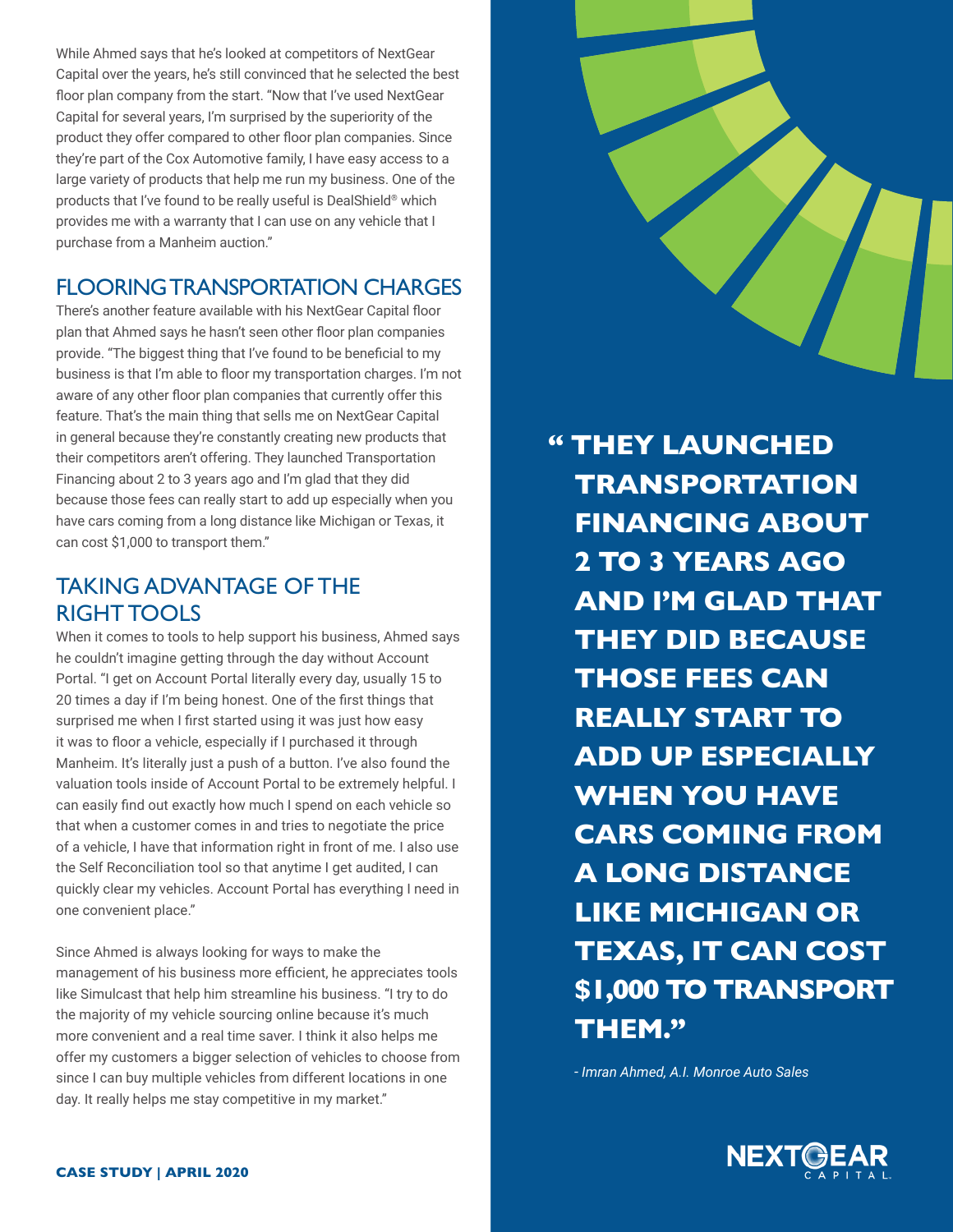While Ahmed says that he's looked at competitors of NextGear Capital over the years, he's still convinced that he selected the best floor plan company from the start. "Now that I've used NextGear Capital for several years, I'm surprised by the superiority of the product they offer compared to other floor plan companies. Since they're part of the Cox Automotive family, I have easy access to a large variety of products that help me run my business. One of the products that I've found to be really useful is DealShield® which provides me with a warranty that I can use on any vehicle that I purchase from a Manheim auction."

## FLOORING TRANSPORTATION CHARGES

There's another feature available with his NextGear Capital floor plan that Ahmed says he hasn't seen other floor plan companies provide. "The biggest thing that I've found to be beneficial to my business is that I'm able to floor my transportation charges. I'm not aware of any other floor plan companies that currently offer this feature. That's the main thing that sells me on NextGear Capital in general because they're constantly creating new products that their competitors aren't offering. They launched Transportation Financing about 2 to 3 years ago and I'm glad that they did because those fees can really start to add up especially when you have cars coming from a long distance like Michigan or Texas, it can cost $1,000 to transport them."

## TAKING ADVANTAGE OF THE RIGHT TOOLS

When it comes to tools to help support his business, Ahmed says he couldn't imagine getting through the day without Account Portal. "I get on Account Portal literally every day, usually 15 to 20 times a day if I'm being honest. One of the first things that surprised me when I first started using it was just how easy it was to floor a vehicle, especially if I purchased it through Manheim. It's literally just a push of a button. I've also found the valuation tools inside of Account Portal to be extremely helpful. I can easily find out exactly how much I spend on each vehicle so that when a customer comes in and tries to negotiate the price of a vehicle, I have that information right in front of me. I also use the Self Reconciliation tool so that anytime I get audited, I can quickly clear my vehicles. Account Portal has everything I need in one convenient place."

Since Ahmed is always looking for ways to make the management of his business more efficient, he appreciates tools like Simulcast that help him streamline his business. "I try to do the majority of my vehicle sourcing online because it's much more convenient and a real time saver. I think it also helps me offer my customers a bigger selection of vehicles to choose from since I can buy multiple vehicles from different locations in one day. It really helps me stay competitive in my market."

> **"THEY LAUNCHED TRANSPORTATION FINANCING ABOUT 2 TO 3 YEARS AGO AND I'M GLAD THAT THEY DID BECAUSE THOSE FEES CAN REALLY START TO ADD UP ESPECIALLY WHEN YOU HAVE CARS COMING FROM A LONG DISTANCE LIKE MICHIGAN OR TEXAS, IT CAN COST $1,000 TO TRANSPORT THEM."**
>
> *- Imran Ahmed, A.I. Monroe Auto Sales*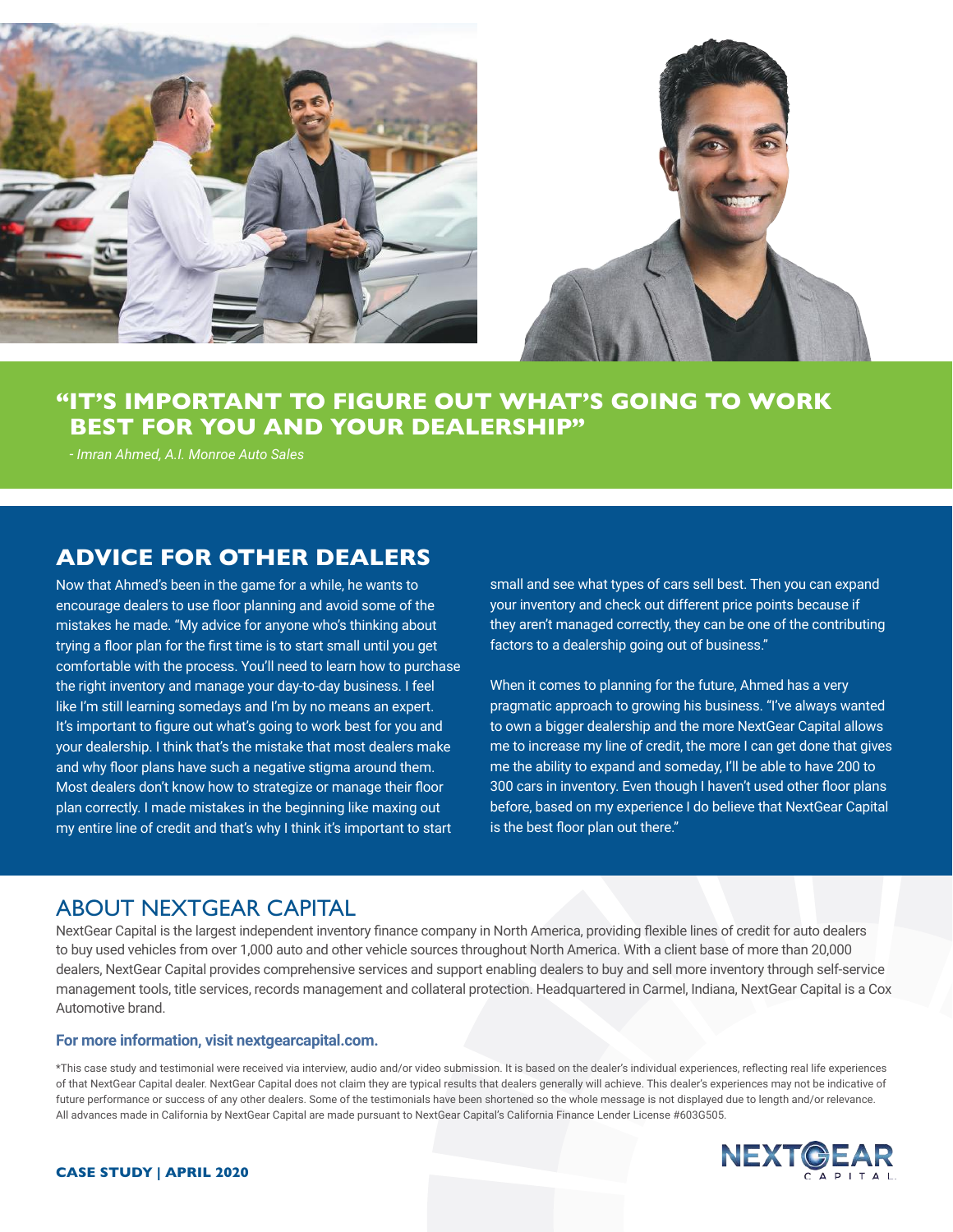## "IT'S IMPORTANT TO FIGURE OUT WHAT'S GOING TO WORK BEST FOR YOU AND YOUR DEALERSHIP"

*- Imran Ahmed, A.I. Monroe Auto Sales*

## ADVICE FOR OTHER DEALERS

Now that Ahmed's been in the game for a while, he wants to encourage dealers to use floor planning and avoid some of the mistakes he made. "My advice for anyone who's thinking about trying a floor plan for the first time is to start small until you get comfortable with the process. You'll need to learn how to purchase the right inventory and manage your day-to-day business. I feel like I'm still learning somedays and I'm by no means an expert. It's important to figure out what's going to work best for you and your dealership. I think that's the mistake that most dealers make and why floor plans have such a negative stigma around them. Most dealers don't know how to strategize or manage their floor plan correctly. I made mistakes in the beginning like maxing out my entire line of credit and that's why I think it's important to start small and see what types of cars sell best. Then you can expand your inventory and check out different price points because if they aren't managed correctly, they can be one of the contributing factors to a dealership going out of business."

When it comes to planning for the future, Ahmed has a very pragmatic approach to growing his business. "I've always wanted to own a bigger dealership and the more NextGear Capital allows me to increase my line of credit, the more I can get done that gives me the ability to expand and someday, I'll be able to have 200 to 300 cars in inventory. Even though I haven't used other floor plans before, based on my experience I do believe that NextGear Capital is the best floor plan out there."

## ABOUT NEXTGEAR CAPITAL

NextGear Capital is the largest independent inventory finance company in North America, providing flexible lines of credit for auto dealers to buy used vehicles from over 1,000 auto and other vehicle sources throughout North America. With a client base of more than 20,000 dealers, NextGear Capital provides comprehensive services and support enabling dealers to buy and sell more inventory through self-service management tools, title services, records management and collateral protection. Headquartered in Carmel, Indiana, NextGear Capital is a Cox Automotive brand.

**For more information, visit nextgearcapital.com.**

*This case study and testimonial were received via interview, audio and/or video submission. It is based on the dealer's individual experiences, reflecting real life experiences of that NextGear Capital dealer. NextGear Capital does not claim they are typical results that dealers generally will achieve. This dealer's experiences may not be indicative of future performance or success of any other dealers. Some of the testimonials have been shortened so the whole message is not displayed due to length and/or relevance. All advances made in California by NextGear Capital are made pursuant to NextGear Capital's California Finance Lender License #603G505.

**CASE STUDY | APRIL 2020**

NEXTGEAR CAPITAL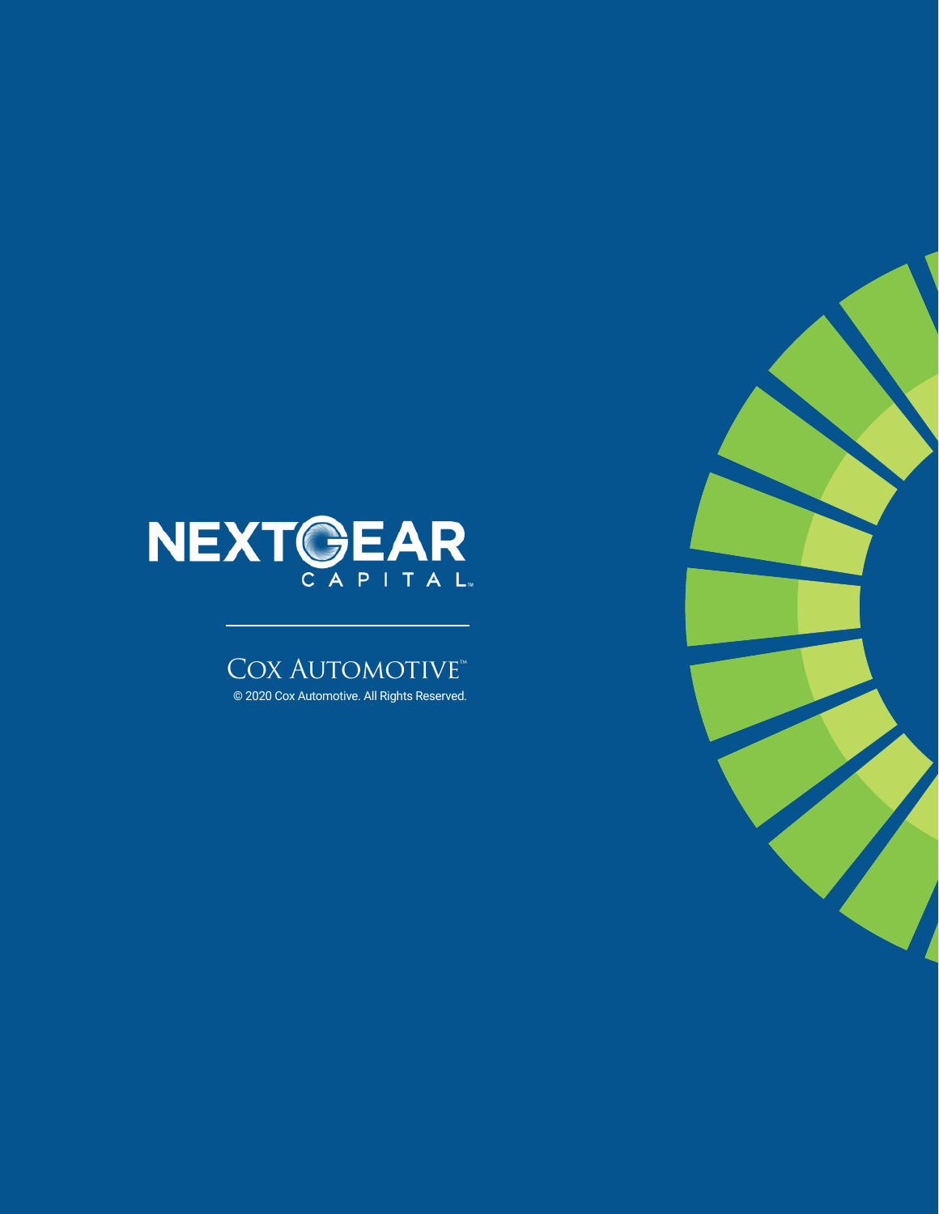NEXTGEAR CAPITAL

COX AUTOMOTIVE™

© 2020 Cox Automotive. All Rights Reserved.